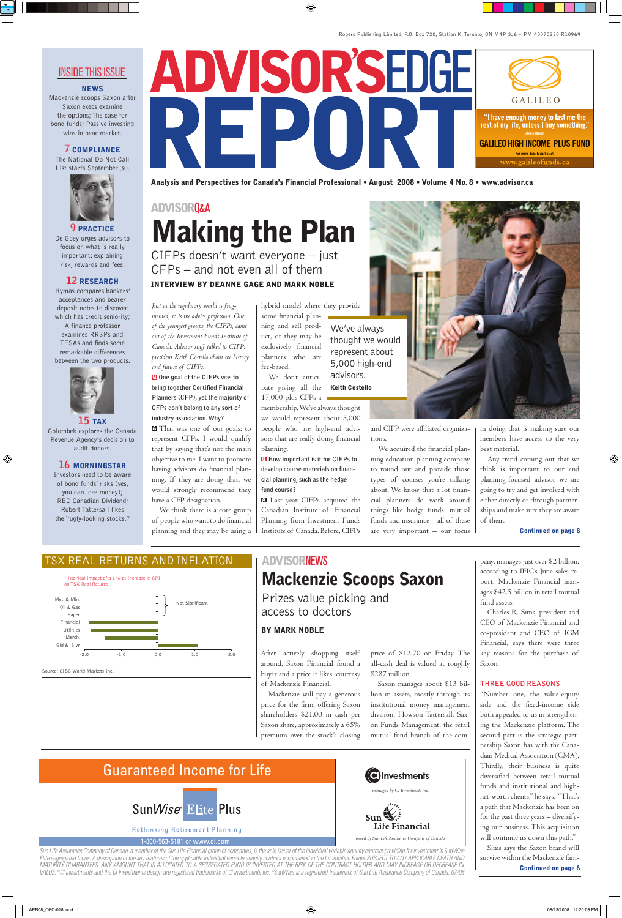Rogers Publishing Limited, P.O. Box 720, Station K, Toronto, ON M4P 3J6 • PM 40070230 R10969

# ADVISOR'S EDGE REPORT

**Analysis and Perspectives for Canada's Financial Professional • August 2008 • Volume 4 No. 8 • www.advisor.ca**

## INSIDE THIS ISSUE

**NEWS**
Mackenzie scoops Saxon after Saxon execs examine the options; The case for bond funds; Passive investing wins in bear market.

**7 COMPLIANCE**
The National Do Not Call List starts September 30.

**9 PRACTICE**
De Goey urges advisors to focus on what is really important: explaining risk, rewards and fees.

**12 RESEARCH**
Hymas compares bankers' acceptances and bearer deposit notes to discover which has credit seniority; A finance professor examines RRSPs and TFSAs and finds some remarkable differences between the two products.

**15 TAX**
Golombek explores the Canada Revenue Agency's decision to audit donors.

**16 MORNINGSTAR**
Investors need to be aware of bond funds' risks (yes, you can lose money); RBC Canadian Dividend; Robert Tattersall likes the "ugly-looking stocks."

GALILEO
"I have enough money to last me the rest of my life, unless I buy something."
GALILEO HIGH INCOME PLUS FUND
www.galileofunds.ca

ADVISOR Q&A

# Making the Plan

## CIFPs doesn't want everyone – just CFPs – and not even all of them

**INTERVIEW BY DEANNE GAGE AND MARK NOBLE**

*Just as the regulatory world is fragmented, so is the advice profession. One of the youngest groups, the CIFPs, came out of the Investment Funds Institute of Canada. Advisor staff talked to CIFPs president Keith Costello about the history and future of CIFPs.*

**Q** One goal of the CIFPs was to bring together Certified Financial Planners (CFP), yet the majority of CFPs don't belong to any sort of industry association. Why?

**A** That was one of our goals: to represent CFPs. I would qualify that by saying that's not the main objective to me. I want to promote having advisors do financial planning. If they are doing that, we would strongly recommend they have a CFP designation.

We think there is a core group of people who want to do financial planning and they may be using a hybrid model where they provide some financial planning and sell product, or they may be exclusively financial planners who are fee-based.

We don't anticipate giving all the 17,000-plus CFPs a membership. We've always thought we would represent about 5,000 people who are high-end advisors that are really doing financial planning.

> We've always thought we would represent about 5,000 high-end advisors.
> **Keith Costello**

**Q** How important is it for CIFPs to develop course materials on financial planning, such as the hedge fund course?

**A** Last year CIFPs acquired the Canadian Institute of Financial Planning from Investment Funds Institute of Canada. Before, CIFPs and CIFP were affiliated organizations.

We acquired the financial planning education planning company to round out and provide those types of courses you're talking about. We know that a lot financial planners do work around things like hedge funds, mutual funds and insurance – all of these are very important – our focus in doing that is making sure our members have access to the very best material.

Any trend coming out that we think is important to our end planning-focused advisor we are going to try and get involved with either directly or through partnerships and make sure they are aware of them.

**Continued on page 8**

## TSX REAL RETURNS AND INFLATION

Historical Impact of a 1%-pt Increase in CPI on TSX Real Returns

| Sector | Impact |
|---|---|
| Met. & Min. | Not Significant |
| Oil & Gas | Not Significant |
| Paper | Not Significant |
| Financial | |
| Utilities | |
| Merch. | |
| Gld & Slvr | |

Axis: -2.0, -1.0, 0.0, 1.0, 2.0

Source: CIBC World Markets Inc.

ADVISOR NEWS

# Mackenzie Scoops Saxon

## Prizes value picking and access to doctors

**BY MARK NOBLE**

After actively shopping itself around, Saxon Financial found a buyer and a price it likes, courtesy of Mackenzie Financial.

Mackenzie will pay a generous price for the firm, offering Saxon shareholders $21.00 in cash per Saxon share, approximately a 65% premium over the stock's closing price of $12.70 on Friday. The all-cash deal is valued at roughly $287 million.

Saxon manages about $13 billion in assets, mostly through its institutional money management division, Howson Tattersall. Saxon Funds Management, the retail mutual fund branch of the company, manages just over $2 billion, according to IFIC's June sales report. Mackenzie Financial manages $42.5 billion in retail mutual fund assets.

Charles R. Sims, president and CEO of Mackenzie Financial and co-president and CEO of IGM Financial, says there were three key reasons for the purchase of Saxon.

### THREE GOOD REASONS

"Number one, the value-equity side and the fixed-income side both appealed to us in strengthening the Mackenzie platform. The second part is the strategic partnership Saxon has with the Canadian Medical Association (CMA). Thirdly, their business is quite diversified between retail mutual funds and institutional and high-net-worth clients," he says. "That's a path that Mackenzie has been on for the past three years – diversifying our business. This acquisition will continue us down this path."

Sims says the Saxon brand will survive within the Mackenzie fam-

**Continued on page 6**

Guaranteed Income for Life

SunWise Elite Plus

Rethinking Retirement Planning

1-800-563-5181 or www.ci.com

CI Investments
managed by CI Investments Inc.

Sun Life Financial
issued by Sun Life Assurance Company of Canada

Sun Life Assurance Company of Canada, a member of the Sun Life Financial group of companies, is the sole issuer of the individual variable annuity contract providing for investment in SunWise Elite segregated funds. A description of the key features of the applicable individual variable annuity contract is contained in the Information Folder SUBJECT TO ANY APPLICABLE DEATH AND MATURITY GUARANTEES, ANY AMOUNT THAT IS ALLOCATED TO A SEGREGATED FUND IS INVESTED AT THE RISK OF THE CONTRACT HOLDER AND MAY INCREASE OR DECREASE IN VALUE. ®CI Investments and the CI Investments design are registered trademarks of CI Investments Inc. ®SunWise is a registered trademark of Sun Life Assurance Company of Canada. 07/08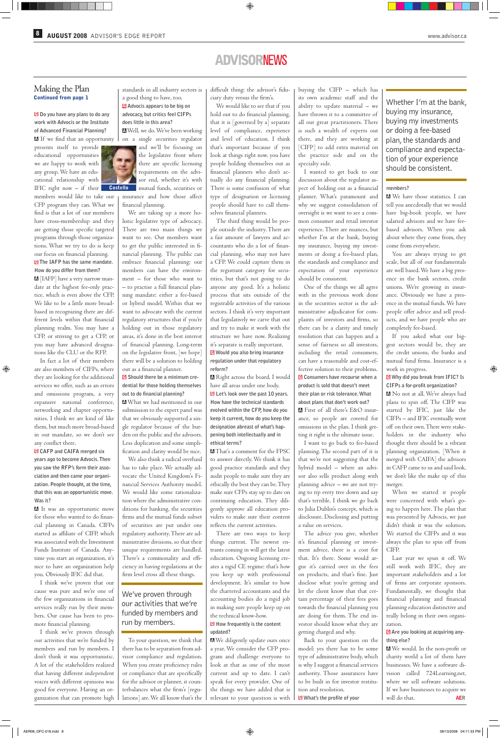# ADVISORNEWS

## Making the Plan

**Continued from page 1**

**Q Do you have any plans to do any work with Advocis or the Institute of Advanced Financial Planning?**

**A** If we find that an opportunity presents itself to provide educational opportunities we are happy to work with any group. We have an educational relationship with IFIC right now – if their members would like to take our CFP program they can. What we find is that a lot of our members have cross-membership and they are getting those specific targeted programs through those organizations. What we try to do is keep our focus on financial planning.

**Q The IAFP has the same mandate. How do you differ from them?**

**A** [IAFP] have a very narrow mandate at the highest fee-only practice, which is even above the CFP. We like to be a little more broad-based in recognizing there are different levels within that financial planning realm. You may have a CFP, or striving to get a CFP, or you may have advanced designations like the CLU or the RFP.

In fact a lot of their members are also members of CIFPs, where they are looking for the additional services we offer, such as an errors and omissions program, a very expansive national conference, networking and chapter opportunities. I think we are kind of like them, but much more broad-based in our mandate, so we don't see any conflict there.

**Q CAFP and CAIFA merged six years ago to become Advocis. Then you saw the RFP's form their association and then came your organization. People thought, at the time, that this was an opportunistic move. Was it?**

**A** It was an opportunistic move for those who wanted to do financial planning in Canada. CIFPs started as affiliate of CIFP, which was associated with the Investment Funds Institute of Canada. Anytime you start an organization, it's nice to have an organization help you. Obviously IFIC did that.

I think we've proven that our cause was pure and we're one of the few organizations in financial services really run by their members. Our cause has been to promote financial planning.

I think we've proven through our activities that we're funded by members and run by members. I don't think it was opportunistic. A lot of the stakeholders realized that having different independent voices with different opinions was good for everyone. Having an organization that can promote high standards in all industry sectors is a good thing to have, too.

**Q Advocis appears to be big on advocacy, but critics feel CIFPs does little in this area?**

**A** Well, we do. We've been working on a single securities regulator and we'll be focusing on the legislative front where there are specific licensing requirements on the advisor end, whether it's with mutual funds, securities or insurance and how those affect financial planning.

Costello

We are taking up a more holistic legislative type of advocacy. There are two main things we want to see. Our members want to get the public interested in financial planning. The public can embrace financial planning; our members can have the environment – for those who want to – to practise a full financial planning model: either a fee-based or hybrid model. Within that we want to advocate with the current regulatory structures that if you're holding out in those regulatory areas, it's done in the best interest of financial planning. Long-term on the legislative front, [we hope] there will be a solution to holding out as a financial planner.

**Q Should there be a minimum credential for those holding themselves out to do financial planning?**

**A** What we had mentioned in our submission to the expert panel was that we obviously supported a single regulator because of the burden on the public and the advisors. Less duplication and some simplification and clarity would be nice.

We also think a radical overhaul has to take place. We actually advocate the United Kingdom's Financial Services Authority model. We would like some rationalization where the administrative conditions for banking, the securities firms and the mutual funds subset of securities are put under one regulatory authority. There are administrative divisions, so that their unique requirements are handled. There's a commonality and efficiency in having regulations at the firm level cross all these things.

> We've proven through our activities that we're funded by members and run by members.

To your question, we think that there has to be separation from advisor compliance and regulation. When you create proficiency rules or compliance that are specifically for the advisor or planner, it counterbalances what the firm's [regulations] are. We all know that's the difficult thing: the advisor's fiduciary duty versus the firm's.

We would like to see that if you hold out to do financial planning, that it is [governed by a] separate level of compliance, experience and level of education. I think that's important because if you look at things right now, you have people holding themselves out as financial planners who don't actually do any financial planning. There is some confusion of what type of designation or licensing people should have to call themselves financial planners.

The third thing would be people outside the industry. There are a fair amount of lawyers and accountants who do a lot of financial planning, who may not have a CFP. We could capture them in the registrant category for securities, but that's not going to do anyone any good. It's a holistic process that sits outside of the registrable activities of the various sectors. I think it's very important that legislatively we carve that out and try to make it work with the structure we have now. Realizing it's separate is really important.

**Q Would you also bring insurance regulation under that regulatory reform?**

**A** Right across the board, I would have all areas under one body.

**Q Let's look over the past 10 years. How have the technical standards evolved within the CFP, how do you keep it current, how do you keep the designation abreast of what's happening both intellectually and in ethical terms?**

**A** That's a comment for the FPSC to answer directly. We think it has good practice standards and they audit people to make sure they are ethically the best they can be. They make sure CFPs stay up to date on continuing education. They diligently approve all education providers to make sure their content reflects the current activities.

There are two ways to keep things current. The newest entrants coming in will get the latest education. Ongoing licensing creates a rigid CE regime: that's how you keep up with professional development. It's similar to how the chartered accountants and the accounting bodies do a rigid job in making sure people keep up on the technical know-how.

**Q How frequently is the content updated?**

**A** We diligently update ours once a year. We consider the CFP program and challenge everyone to look at that as one of the most current and up to date. I can't speak for every provider. One of the things we have added that is relevant to your question is with buying the CIFP – which has its own academic staff and the ability to update material – we have thrown it to a committee of all our great practitioners. There is such a wealth of experts out there, and they are working at [CIFP] to add extra material on the practice side and on the specialty side.

I wanted to get back to our discussion about the regulator aspect of holding out as a financial planner. What's paramount and why we suggest consolidation of oversight is we want to see a common consumer and retail investor experience. There are nuances, but whether I'm at the bank, buying my insurance, buying my investments or doing a fee-based plan, the standards and compliance and expectation of your experience should be consistent.

One of the things we all agree with in the previous work done in the securities sector is the administrative adjudicator for complaints of investors and firms, so there can be a clarity and timely resolution that can happen and a sense of fairness so all investors, including the retail consumers, can have a reasonable and cost-effective solution to their problems.

**Q Consumers have recourse when a product is sold that doesn't meet their plan or risk tolerance. What about plans that don't work out?**

**A** First of all there's E&O insurance, so people are covered for omissions in the plan. I think getting it right is the ultimate issue.

I want to go back to fee-based planning. The second part of it is that we're not suggesting that the hybrid model – where an advisor also sells product along with planning advice – we are not trying to rip every tree down and say that's terrible. I think we go back to Julia Dublin's concept, which is disclosure. Disclosing and putting a value on services.

The advice you give, whether it's financial planning or investment advice, there is a cost for that. It's there. Some would argue it's carried over in the fees on products, and that's fine. Just disclose what you're getting and let the client know that that certain percentage of their fees goes towards the financial planning you are doing for them. The end investor should know what they are getting charged and why.

Back to your question on the model: yes there has to be some type of administrative body, which is why I suggest a financial services authority. Those assurances have to be built in for investor restitution and resolution.

**Q What's the profile of your members?**

**A** We have those statistics. I can tell you anecdotally that we would have big-book people, we have salaried advisors and we have fee-based advisors. When you ask about where they come from, they come from everywhere.

> Whether I'm at the bank, buying my insurance, buying my investments or doing a fee-based plan, the standards and compliance and expectation of your experience should be consistent.

You are always trying to get scale, but all of our fundamentals are well based. We have a big presence in the bank sectors, credit unions. We're growing in insurance. Obviously we have a presence in the mutual funds. We have people offer advice and sell products, and we have people who are completely fee-based.

If you asked what our biggest sectors would be, they are the credit unions, the banks and mutual fund firms. Insurance is a work in progress.

**Q Why did you break from IFIC? Is CIFPs a for-profit organization?**

**A** No not at all. We've always had plans to spin off. The CIFP was started by IFIC, just like the CIFPs – and IFIC eventually went off on their own. There were stakeholders in the industry who thought there should be a vibrant planning organization. [When it merged with CAIFA] the advisors in CAFP came to us and said look, we don't like the make up of this merger.

When we started it people were concerned with what's going to happen here. The plan that was presented by Advocis, we just didn't think it was the solution. We started the CIFPs and it was always the plan to spin off from CIFP.

Last year we spun it off. We still work with IFIC, they are important stakeholders and a lot of firms are corporate sponsors. Fundamentally, we thought that financial planning and financial planning education distinctive and really belong in their own organization.

**Q Are you looking at acquiring anything else?**

**A** We would. In the non-profit or charity world a lot of them have businesses. We have a software division called 724Learning.net, where we sell software solutions. If we have businesses to acquire we will do that. **AER**